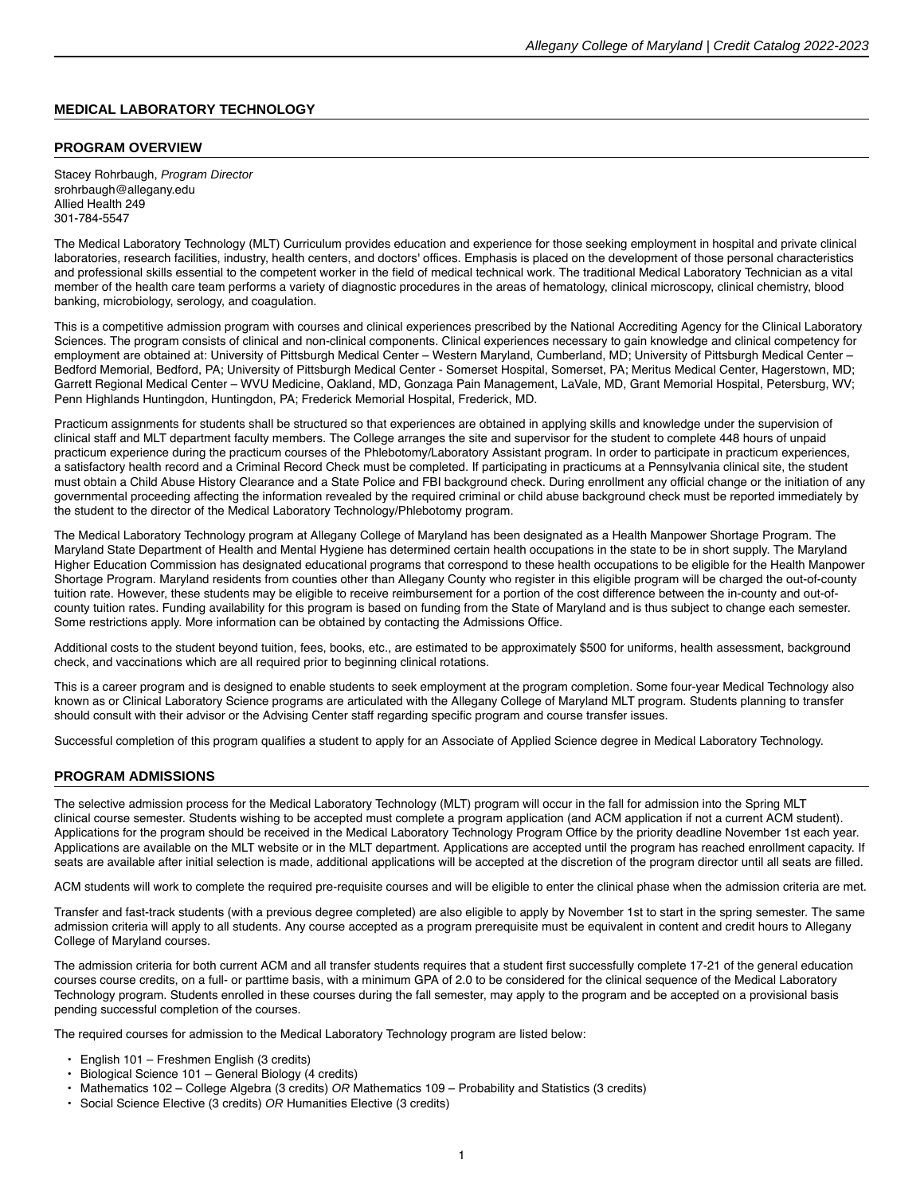## MEDICAL LABORATORY TECHNOLOGY

### PROGRAM OVERVIEW

Stacey Rohrbaugh, *Program Director*
srohrbaugh@allegany.edu
Allied Health 249
301-784-5547

The Medical Laboratory Technology (MLT) Curriculum provides education and experience for those seeking employment in hospital and private clinical laboratories, research facilities, industry, health centers, and doctors' offices. Emphasis is placed on the development of those personal characteristics and professional skills essential to the competent worker in the field of medical technical work. The traditional Medical Laboratory Technician as a vital member of the health care team performs a variety of diagnostic procedures in the areas of hematology, clinical microscopy, clinical chemistry, blood banking, microbiology, serology, and coagulation.

This is a competitive admission program with courses and clinical experiences prescribed by the National Accrediting Agency for the Clinical Laboratory Sciences. The program consists of clinical and non-clinical components. Clinical experiences necessary to gain knowledge and clinical competency for employment are obtained at: University of Pittsburgh Medical Center – Western Maryland, Cumberland, MD; University of Pittsburgh Medical Center – Bedford Memorial, Bedford, PA; University of Pittsburgh Medical Center - Somerset Hospital, Somerset, PA; Meritus Medical Center, Hagerstown, MD; Garrett Regional Medical Center – WVU Medicine, Oakland, MD, Gonzaga Pain Management, LaVale, MD, Grant Memorial Hospital, Petersburg, WV; Penn Highlands Huntingdon, Huntingdon, PA; Frederick Memorial Hospital, Frederick, MD.

Practicum assignments for students shall be structured so that experiences are obtained in applying skills and knowledge under the supervision of clinical staff and MLT department faculty members. The College arranges the site and supervisor for the student to complete 448 hours of unpaid practicum experience during the practicum courses of the Phlebotomy/Laboratory Assistant program. In order to participate in practicum experiences, a satisfactory health record and a Criminal Record Check must be completed. If participating in practicums at a Pennsylvania clinical site, the student must obtain a Child Abuse History Clearance and a State Police and FBI background check. During enrollment any official change or the initiation of any governmental proceeding affecting the information revealed by the required criminal or child abuse background check must be reported immediately by the student to the director of the Medical Laboratory Technology/Phlebotomy program.

The Medical Laboratory Technology program at Allegany College of Maryland has been designated as a Health Manpower Shortage Program. The Maryland State Department of Health and Mental Hygiene has determined certain health occupations in the state to be in short supply. The Maryland Higher Education Commission has designated educational programs that correspond to these health occupations to be eligible for the Health Manpower Shortage Program. Maryland residents from counties other than Allegany County who register in this eligible program will be charged the out-of-county tuition rate. However, these students may be eligible to receive reimbursement for a portion of the cost difference between the in-county and out-of-county tuition rates. Funding availability for this program is based on funding from the State of Maryland and is thus subject to change each semester. Some restrictions apply. More information can be obtained by contacting the Admissions Office.

Additional costs to the student beyond tuition, fees, books, etc., are estimated to be approximately $500 for uniforms, health assessment, background check, and vaccinations which are all required prior to beginning clinical rotations.

This is a career program and is designed to enable students to seek employment at the program completion. Some four-year Medical Technology also known as or Clinical Laboratory Science programs are articulated with the Allegany College of Maryland MLT program. Students planning to transfer should consult with their advisor or the Advising Center staff regarding specific program and course transfer issues.

Successful completion of this program qualifies a student to apply for an Associate of Applied Science degree in Medical Laboratory Technology.

### PROGRAM ADMISSIONS

The selective admission process for the Medical Laboratory Technology (MLT) program will occur in the fall for admission into the Spring MLT clinical course semester. Students wishing to be accepted must complete a program application (and ACM application if not a current ACM student). Applications for the program should be received in the Medical Laboratory Technology Program Office by the priority deadline November 1st each year. Applications are available on the MLT website or in the MLT department. Applications are accepted until the program has reached enrollment capacity. If seats are available after initial selection is made, additional applications will be accepted at the discretion of the program director until all seats are filled.

ACM students will work to complete the required pre-requisite courses and will be eligible to enter the clinical phase when the admission criteria are met.

Transfer and fast-track students (with a previous degree completed) are also eligible to apply by November 1st to start in the spring semester. The same admission criteria will apply to all students. Any course accepted as a program prerequisite must be equivalent in content and credit hours to Allegany College of Maryland courses.

The admission criteria for both current ACM and all transfer students requires that a student first successfully complete 17-21 of the general education courses course credits, on a full- or parttime basis, with a minimum GPA of 2.0 to be considered for the clinical sequence of the Medical Laboratory Technology program. Students enrolled in these courses during the fall semester, may apply to the program and be accepted on a provisional basis pending successful completion of the courses.

The required courses for admission to the Medical Laboratory Technology program are listed below:

- English 101 – Freshmen English (3 credits)
- Biological Science 101 – General Biology (4 credits)
- Mathematics 102 – College Algebra (3 credits) *OR* Mathematics 109 – Probability and Statistics (3 credits)
- Social Science Elective (3 credits) *OR* Humanities Elective (3 credits)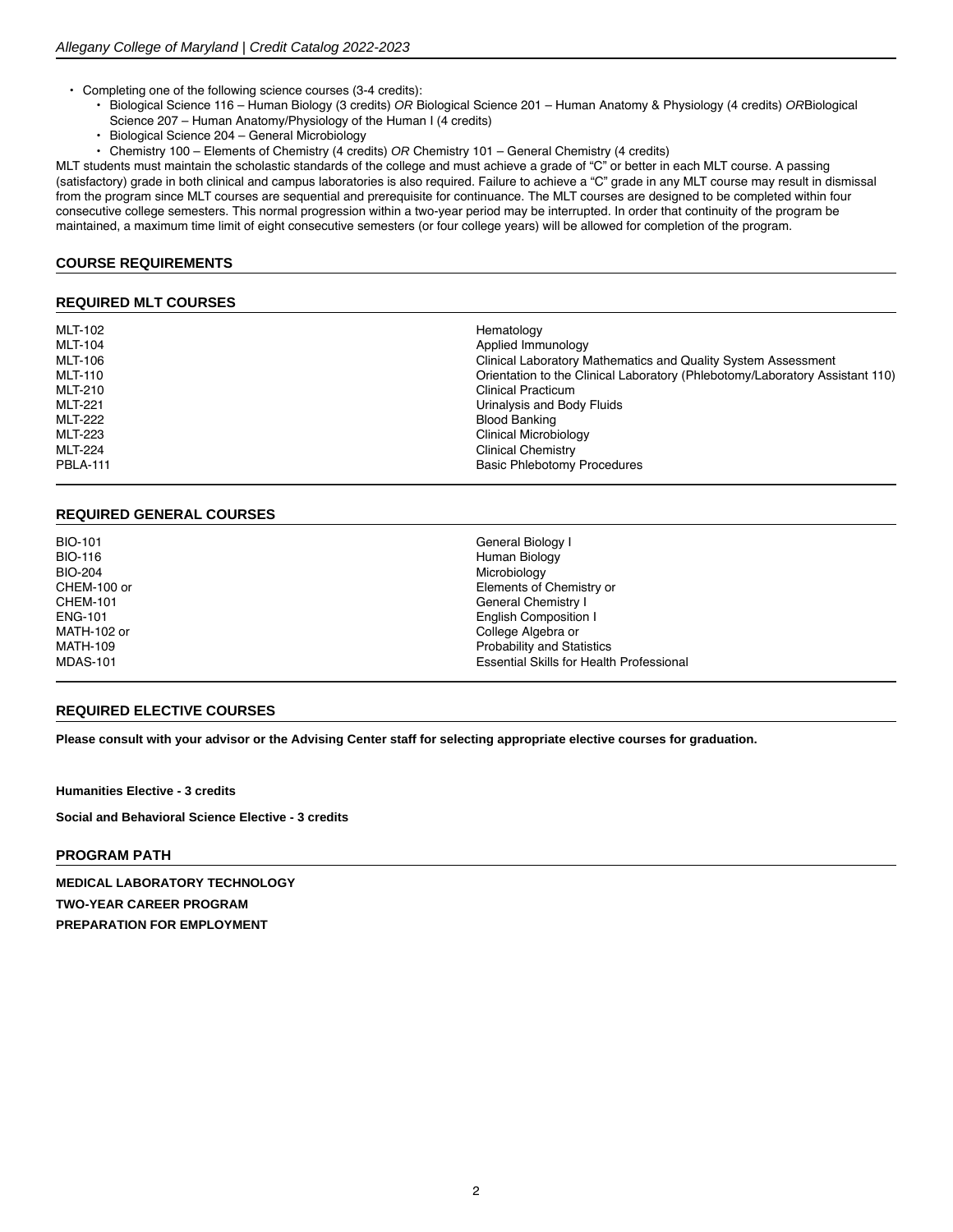- Completing one of the following science courses (3-4 credits):
  - Biological Science 116 – Human Biology (3 credits) *OR* Biological Science 201 – Human Anatomy & Physiology (4 credits) *OR*Biological Science 207 – Human Anatomy/Physiology of the Human I (4 credits)
  - Biological Science 204 – General Microbiology
  - Chemistry 100 – Elements of Chemistry (4 credits) *OR* Chemistry 101 – General Chemistry (4 credits)

MLT students must maintain the scholastic standards of the college and must achieve a grade of "C" or better in each MLT course. A passing (satisfactory) grade in both clinical and campus laboratories is also required. Failure to achieve a "C" grade in any MLT course may result in dismissal from the program since MLT courses are sequential and prerequisite for continuance. The MLT courses are designed to be completed within four consecutive college semesters. This normal progression within a two-year period may be interrupted. In order that continuity of the program be maintained, a maximum time limit of eight consecutive semesters (or four college years) will be allowed for completion of the program.

## COURSE REQUIREMENTS

### REQUIRED MLT COURSES

| | |
|---|---|
| MLT-102 | Hematology |
| MLT-104 | Applied Immunology |
| MLT-106 | Clinical Laboratory Mathematics and Quality System Assessment |
| MLT-110 | Orientation to the Clinical Laboratory (Phlebotomy/Laboratory Assistant 110) |
| MLT-210 | Clinical Practicum |
| MLT-221 | Urinalysis and Body Fluids |
| MLT-222 | Blood Banking |
| MLT-223 | Clinical Microbiology |
| MLT-224 | Clinical Chemistry |
| PBLA-111 | Basic Phlebotomy Procedures |

### REQUIRED GENERAL COURSES

| | |
|---|---|
| BIO-101 | General Biology I |
| BIO-116 | Human Biology |
| BIO-204 | Microbiology |
| CHEM-100 or | Elements of Chemistry or |
| CHEM-101 | General Chemistry I |
| ENG-101 | English Composition I |
| MATH-102 or | College Algebra or |
| MATH-109 | Probability and Statistics |
| MDAS-101 | Essential Skills for Health Professional |

### REQUIRED ELECTIVE COURSES

**Please consult with your advisor or the Advising Center staff for selecting appropriate elective courses for graduation.**

**Humanities Elective - 3 credits**

**Social and Behavioral Science Elective - 3 credits**

## PROGRAM PATH

**MEDICAL LABORATORY TECHNOLOGY**

**TWO-YEAR CAREER PROGRAM**

**PREPARATION FOR EMPLOYMENT**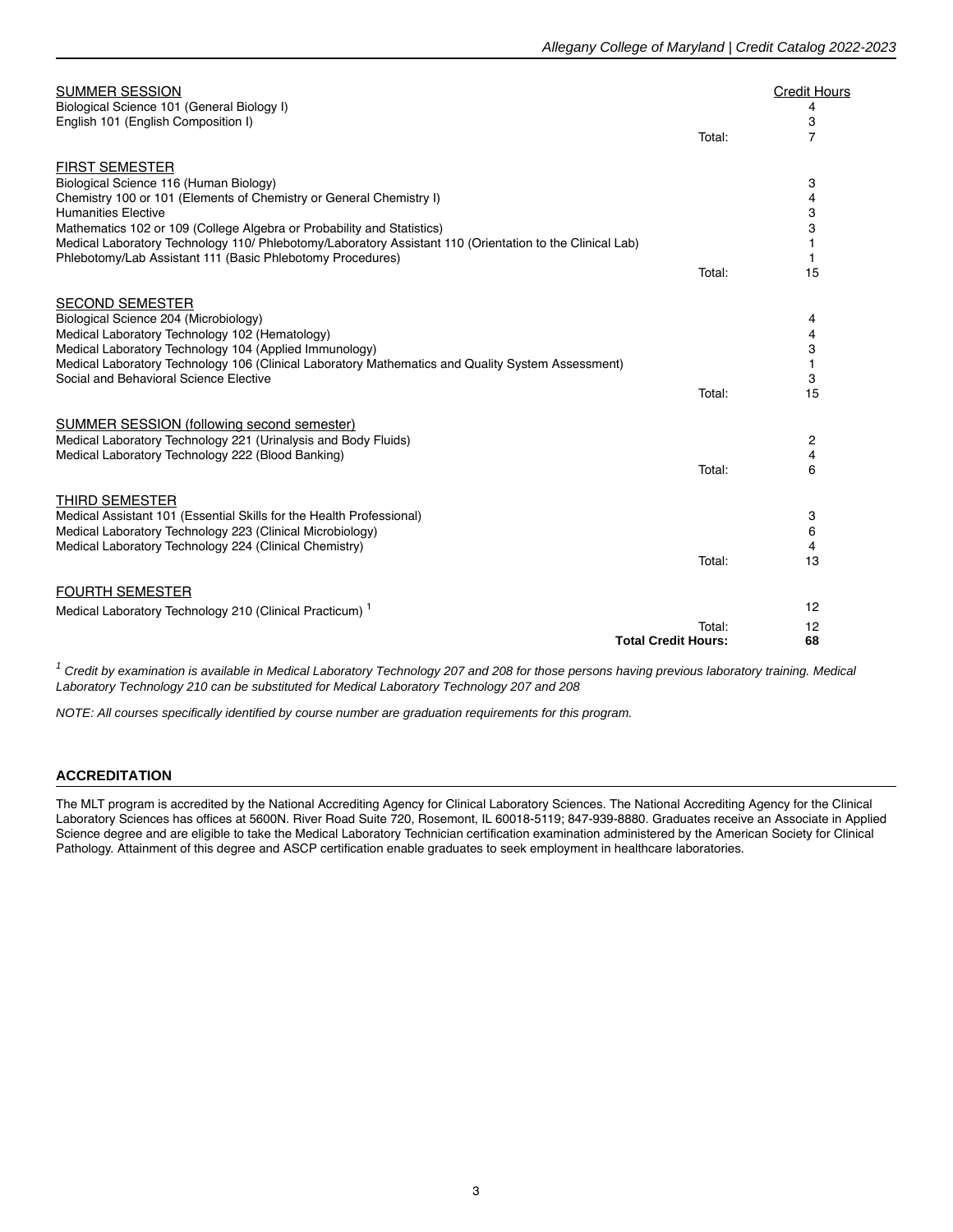| SUMMER SESSION | | Credit Hours |
| --- | --- | --- |
| Biological Science 101 (General Biology I) | | 4 |
| English 101 (English Composition I) | | 3 |
| | Total: | 7 |

| FIRST SEMESTER | | |
| --- | --- | --- |
| Biological Science 116 (Human Biology) | | 3 |
| Chemistry 100 or 101 (Elements of Chemistry or General Chemistry I) | | 4 |
| Humanities Elective | | 3 |
| Mathematics 102 or 109 (College Algebra or Probability and Statistics) | | 3 |
| Medical Laboratory Technology 110/ Phlebotomy/Laboratory Assistant 110 (Orientation to the Clinical Lab) | | 1 |
| Phlebotomy/Lab Assistant 111 (Basic Phlebotomy Procedures) | | 1 |
| | Total: | 15 |

| SECOND SEMESTER | | |
| --- | --- | --- |
| Biological Science 204 (Microbiology) | | 4 |
| Medical Laboratory Technology 102 (Hematology) | | 4 |
| Medical Laboratory Technology 104 (Applied Immunology) | | 3 |
| Medical Laboratory Technology 106 (Clinical Laboratory Mathematics and Quality System Assessment) | | 1 |
| Social and Behavioral Science Elective | | 3 |
| | Total: | 15 |

| SUMMER SESSION (following second semester) | | |
| --- | --- | --- |
| Medical Laboratory Technology 221 (Urinalysis and Body Fluids) | | 2 |
| Medical Laboratory Technology 222 (Blood Banking) | | 4 |
| | Total: | 6 |

| THIRD SEMESTER | | |
| --- | --- | --- |
| Medical Assistant 101 (Essential Skills for the Health Professional) | | 3 |
| Medical Laboratory Technology 223 (Clinical Microbiology) | | 6 |
| Medical Laboratory Technology 224 (Clinical Chemistry) | | 4 |
| | Total: | 13 |

| FOURTH SEMESTER | | |
| --- | --- | --- |
| Medical Laboratory Technology 210 (Clinical Practicum) [1] | | 12 |
| | Total: | 12 |
| | **Total Credit Hours:** | **68** |

*[1] Credit by examination is available in Medical Laboratory Technology 207 and 208 for those persons having previous laboratory training. Medical Laboratory Technology 210 can be substituted for Medical Laboratory Technology 207 and 208*

*NOTE: All courses specifically identified by course number are graduation requirements for this program.*

## ACCREDITATION

The MLT program is accredited by the National Accrediting Agency for Clinical Laboratory Sciences. The National Accrediting Agency for the Clinical Laboratory Sciences has offices at 5600N. River Road Suite 720, Rosemont, IL 60018-5119; 847-939-8880. Graduates receive an Associate in Applied Science degree and are eligible to take the Medical Laboratory Technician certification examination administered by the American Society for Clinical Pathology. Attainment of this degree and ASCP certification enable graduates to seek employment in healthcare laboratories.